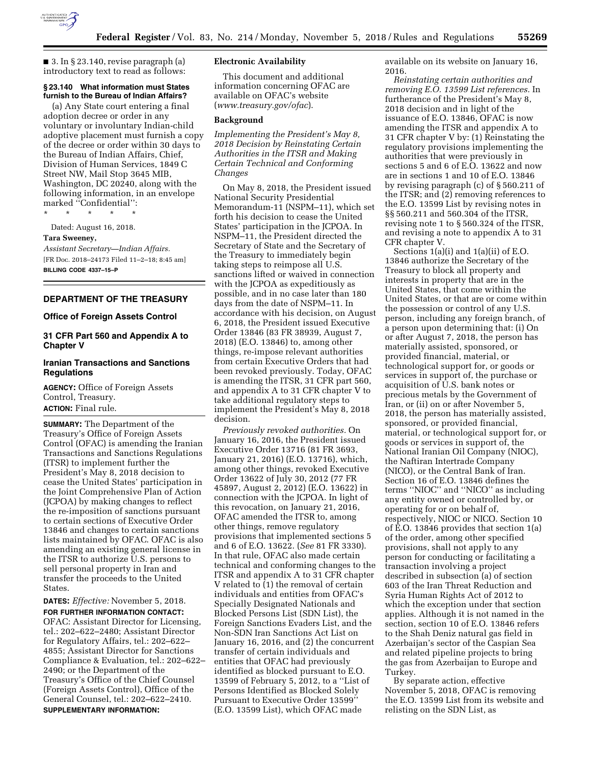■ 3. In § 23.140, revise paragraph (a) introductory text to read as follows:

**§ 23.140 What information must States furnish to the Bureau of Indian Affairs?**

(a) Any State court entering a final adoption decree or order in any voluntary or involuntary Indian-child adoptive placement must furnish a copy of the decree or order within 30 days to the Bureau of Indian Affairs, Chief, Division of Human Services, 1849 C Street NW, Mail Stop 3645 MIB, Washington, DC 20240, along with the following information, in an envelope marked ''Confidential'':

\* \* \* \* \*

Dated: August 16, 2018.

**Tara Sweeney,**

*Assistant Secretary—Indian Affairs.*

[FR Doc. 2018–24173 Filed 11–2–18; 8:45 am]

**BILLING CODE 4337–15–P**

## DEPARTMENT OF THE TREASURY

### Office of Foreign Assets Control

### 31 CFR Part 560 and Appendix A to Chapter V

### Iranian Transactions and Sanctions Regulations

**AGENCY:** Office of Foreign Assets Control, Treasury.

**ACTION:** Final rule.

**SUMMARY:** The Department of the Treasury's Office of Foreign Assets Control (OFAC) is amending the Iranian Transactions and Sanctions Regulations (ITSR) to implement further the President's May 8, 2018 decision to cease the United States' participation in the Joint Comprehensive Plan of Action (JCPOA) by making changes to reflect the re-imposition of sanctions pursuant to certain sections of Executive Order 13846 and changes to certain sanctions lists maintained by OFAC. OFAC is also amending an existing general license in the ITSR to authorize U.S. persons to sell personal property in Iran and transfer the proceeds to the United States.

**DATES:** *Effective:* November 5, 2018.

**FOR FURTHER INFORMATION CONTACT:** OFAC: Assistant Director for Licensing, tel.: 202–622–2480; Assistant Director for Regulatory Affairs, tel.: 202–622–4855; Assistant Director for Sanctions Compliance & Evaluation, tel.: 202–622–2490; or the Department of the Treasury's Office of the Chief Counsel (Foreign Assets Control), Office of the General Counsel, tel.: 202–622–2410.

**SUPPLEMENTARY INFORMATION:**

### Electronic Availability

This document and additional information concerning OFAC are available on OFAC's website (*www.treasury.gov/ofac*).

### Background

*Implementing the President's May 8, 2018 Decision by Reinstating Certain Authorities in the ITSR and Making Certain Technical and Conforming Changes*

On May 8, 2018, the President issued National Security Presidential Memorandum-11 (NSPM–11), which set forth his decision to cease the United States' participation in the JCPOA. In NSPM–11, the President directed the Secretary of State and the Secretary of the Treasury to immediately begin taking steps to reimpose all U.S. sanctions lifted or waived in connection with the JCPOA as expeditiously as possible, and in no case later than 180 days from the date of NSPM–11. In accordance with his decision, on August 6, 2018, the President issued Executive Order 13846 (83 FR 38939, August 7, 2018) (E.O. 13846) to, among other things, re-impose relevant authorities from certain Executive Orders that had been revoked previously. Today, OFAC is amending the ITSR, 31 CFR part 560, and appendix A to 31 CFR chapter V to take additional regulatory steps to implement the President's May 8, 2018 decision.

*Previously revoked authorities.* On January 16, 2016, the President issued Executive Order 13716 (81 FR 3693, January 21, 2016) (E.O. 13716), which, among other things, revoked Executive Order 13622 of July 30, 2012 (77 FR 45897, August 2, 2012) (E.O. 13622) in connection with the JCPOA. In light of this revocation, on January 21, 2016, OFAC amended the ITSR to, among other things, remove regulatory provisions that implemented sections 5 and 6 of E.O. 13622. (*See* 81 FR 3330). In that rule, OFAC also made certain technical and conforming changes to the ITSR and appendix A to 31 CFR chapter V related to (1) the removal of certain individuals and entities from OFAC's Specially Designated Nationals and Blocked Persons List (SDN List), the Foreign Sanctions Evaders List, and the Non-SDN Iran Sanctions Act List on January 16, 2016, and (2) the concurrent transfer of certain individuals and entities that OFAC had previously identified as blocked pursuant to E.O. 13599 of February 5, 2012, to a ''List of Persons Identified as Blocked Solely Pursuant to Executive Order 13599'' (E.O. 13599 List), which OFAC made available on its website on January 16, 2016.

*Reinstating certain authorities and removing E.O. 13599 List references.* In furtherance of the President's May 8, 2018 decision and in light of the issuance of E.O. 13846, OFAC is now amending the ITSR and appendix A to 31 CFR chapter V by: (1) Reinstating the regulatory provisions implementing the authorities that were previously in sections 5 and 6 of E.O. 13622 and now are in sections 1 and 10 of E.O. 13846 by revising paragraph (c) of § 560.211 of the ITSR; and (2) removing references to the E.O. 13599 List by revising notes in §§ 560.211 and 560.304 of the ITSR, revising note 1 to § 560.324 of the ITSR, and revising a note to appendix A to 31 CFR chapter V.

Sections 1(a)(i) and 1(a)(ii) of E.O. 13846 authorize the Secretary of the Treasury to block all property and interests in property that are in the United States, that come within the United States, or that are or come within the possession or control of any U.S. person, including any foreign branch, of a person upon determining that: (i) On or after August 7, 2018, the person has materially assisted, sponsored, or provided financial, material, or technological support for, or goods or services in support of, the purchase or acquisition of U.S. bank notes or precious metals by the Government of Iran, or (ii) on or after November 5, 2018, the person has materially assisted, sponsored, or provided financial, material, or technological support for, or goods or services in support of, the National Iranian Oil Company (NIOC), the Naftiran Intertrade Company (NICO), or the Central Bank of Iran. Section 16 of E.O. 13846 defines the terms ''NIOC'' and ''NICO'' as including any entity owned or controlled by, or operating for or on behalf of, respectively, NIOC or NICO. Section 10 of E.O. 13846 provides that section 1(a) of the order, among other specified provisions, shall not apply to any person for conducting or facilitating a transaction involving a project described in subsection (a) of section 603 of the Iran Threat Reduction and Syria Human Rights Act of 2012 to which the exception under that section applies. Although it is not named in the section, section 10 of E.O. 13846 refers to the Shah Deniz natural gas field in Azerbaijan's sector of the Caspian Sea and related pipeline projects to bring the gas from Azerbaijan to Europe and Turkey.

By separate action, effective November 5, 2018, OFAC is removing the E.O. 13599 List from its website and relisting on the SDN List, as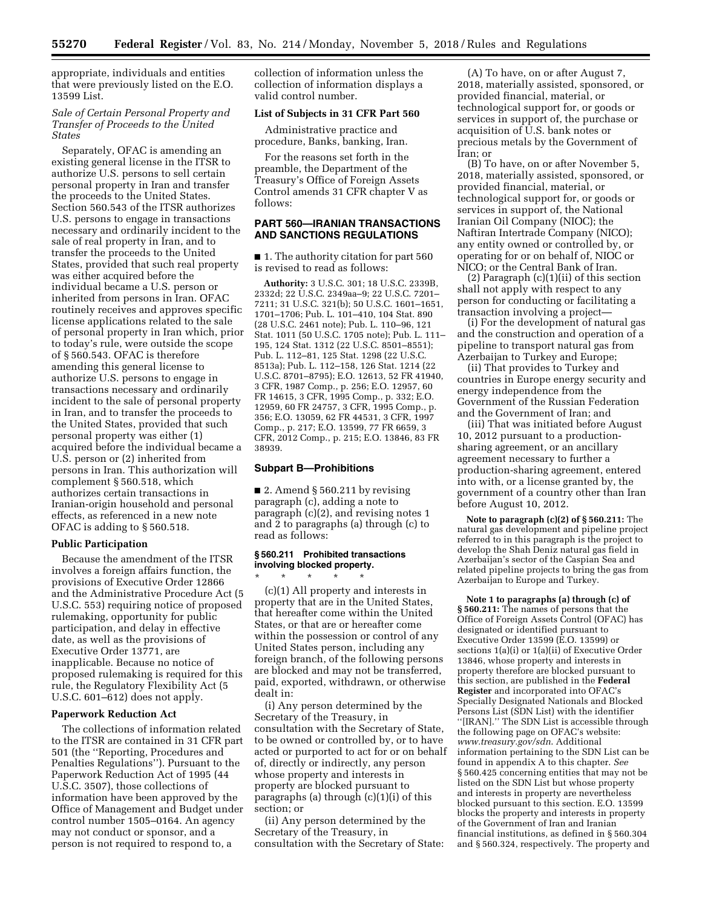appropriate, individuals and entities that were previously listed on the E.O. 13599 List.

*Sale of Certain Personal Property and Transfer of Proceeds to the United States*

Separately, OFAC is amending an existing general license in the ITSR to authorize U.S. persons to sell certain personal property in Iran and transfer the proceeds to the United States. Section 560.543 of the ITSR authorizes U.S. persons to engage in transactions necessary and ordinarily incident to the sale of real property in Iran, and to transfer the proceeds to the United States, provided that such real property was either acquired before the individual became a U.S. person or inherited from persons in Iran. OFAC routinely receives and approves specific license applications related to the sale of personal property in Iran which, prior to today's rule, were outside the scope of § 560.543. OFAC is therefore amending this general license to authorize U.S. persons to engage in transactions necessary and ordinarily incident to the sale of personal property in Iran, and to transfer the proceeds to the United States, provided that such personal property was either (1) acquired before the individual became a U.S. person or (2) inherited from persons in Iran. This authorization will complement § 560.518, which authorizes certain transactions in Iranian-origin household and personal effects, as referenced in a new note OFAC is adding to § 560.518.

**Public Participation**

Because the amendment of the ITSR involves a foreign affairs function, the provisions of Executive Order 12866 and the Administrative Procedure Act (5 U.S.C. 553) requiring notice of proposed rulemaking, opportunity for public participation, and delay in effective date, as well as the provisions of Executive Order 13771, are inapplicable. Because no notice of proposed rulemaking is required for this rule, the Regulatory Flexibility Act (5 U.S.C. 601–612) does not apply.

**Paperwork Reduction Act**

The collections of information related to the ITSR are contained in 31 CFR part 501 (the "Reporting, Procedures and Penalties Regulations"). Pursuant to the Paperwork Reduction Act of 1995 (44 U.S.C. 3507), those collections of information have been approved by the Office of Management and Budget under control number 1505–0164. An agency may not conduct or sponsor, and a person is not required to respond to, a collection of information unless the collection of information displays a valid control number.

**List of Subjects in 31 CFR Part 560**

Administrative practice and procedure, Banks, banking, Iran.

For the reasons set forth in the preamble, the Department of the Treasury's Office of Foreign Assets Control amends 31 CFR chapter V as follows:

**PART 560—IRANIAN TRANSACTIONS AND SANCTIONS REGULATIONS**

■ 1. The authority citation for part 560 is revised to read as follows:

**Authority:** 3 U.S.C. 301; 18 U.S.C. 2339B, 2332d; 22 U.S.C. 2349aa–9; 22 U.S.C. 7201–7211; 31 U.S.C. 321(b); 50 U.S.C. 1601–1651, 1701–1706; Pub. L. 101–410, 104 Stat. 890 (28 U.S.C. 2461 note); Pub. L. 110–96, 121 Stat. 1011 (50 U.S.C. 1705 note); Pub. L. 111–195, 124 Stat. 1312 (22 U.S.C. 8501–8551); Pub. L. 112–81, 125 Stat. 1298 (22 U.S.C. 8513a); Pub. L. 112–158, 126 Stat. 1214 (22 U.S.C. 8701–8795); E.O. 12613, 52 FR 41940, 3 CFR, 1987 Comp., p. 256; E.O. 12957, 60 FR 14615, 3 CFR, 1995 Comp., p. 332; E.O. 12959, 60 FR 24757, 3 CFR, 1995 Comp., p. 356; E.O. 13059, 62 FR 44531, 3 CFR, 1997 Comp., p. 217; E.O. 13599, 77 FR 6659, 3 CFR, 2012 Comp., p. 215; E.O. 13846, 83 FR 38939.

**Subpart B—Prohibitions**

■ 2. Amend § 560.211 by revising paragraph (c), adding a note to paragraph (c)(2), and revising notes 1 and 2 to paragraphs (a) through (c) to read as follows:

**§ 560.211 Prohibited transactions involving blocked property.**

\* \* \* \* \*

(c)(1) All property and interests in property that are in the United States, that hereafter come within the United States, or that are or hereafter come within the possession or control of any United States person, including any foreign branch, of the following persons are blocked and may not be transferred, paid, exported, withdrawn, or otherwise dealt in:

(i) Any person determined by the Secretary of the Treasury, in consultation with the Secretary of State, to be owned or controlled by, or to have acted or purported to act for or on behalf of, directly or indirectly, any person whose property and interests in property are blocked pursuant to paragraphs (a) through (c)(1)(i) of this section; or

(ii) Any person determined by the Secretary of the Treasury, in consultation with the Secretary of State:

(A) To have, on or after August 7, 2018, materially assisted, sponsored, or provided financial, material, or technological support for, or goods or services in support of, the purchase or acquisition of U.S. bank notes or precious metals by the Government of Iran; or

(B) To have, on or after November 5, 2018, materially assisted, sponsored, or provided financial, material, or technological support for, or goods or services in support of, the National Iranian Oil Company (NIOC); the Naftiran Intertrade Company (NICO); any entity owned or controlled by, or operating for or on behalf of, NIOC or NICO; or the Central Bank of Iran.

(2) Paragraph (c)(1)(ii) of this section shall not apply with respect to any person for conducting or facilitating a transaction involving a project—

(i) For the development of natural gas and the construction and operation of a pipeline to transport natural gas from Azerbaijan to Turkey and Europe;

(ii) That provides to Turkey and countries in Europe energy security and energy independence from the Government of the Russian Federation and the Government of Iran; and

(iii) That was initiated before August 10, 2012 pursuant to a production-sharing agreement, or an ancillary agreement necessary to further a production-sharing agreement, entered into with, or a license granted by, the government of a country other than Iran before August 10, 2012.

**Note to paragraph (c)(2) of § 560.211:** The natural gas development and pipeline project referred to in this paragraph is the project to develop the Shah Deniz natural gas field in Azerbaijan's sector of the Caspian Sea and related pipeline projects to bring the gas from Azerbaijan to Europe and Turkey.

**Note 1 to paragraphs (a) through (c) of § 560.211:** The names of persons that the Office of Foreign Assets Control (OFAC) has designated or identified pursuant to Executive Order 13599 (E.O. 13599) or sections 1(a)(i) or 1(a)(ii) of Executive Order 13846, whose property and interests in property therefore are blocked pursuant to this section, are published in the **Federal Register** and incorporated into OFAC's Specially Designated Nationals and Blocked Persons List (SDN List) with the identifier "[IRAN]." The SDN List is accessible through the following page on OFAC's website: *www.treasury.gov/sdn.* Additional information pertaining to the SDN List can be found in appendix A to this chapter. *See* § 560.425 concerning entities that may not be listed on the SDN List but whose property and interests in property are nevertheless blocked pursuant to this section. E.O. 13599 blocks the property and interests in property of the Government of Iran and Iranian financial institutions, as defined in § 560.304 and § 560.324, respectively. The property and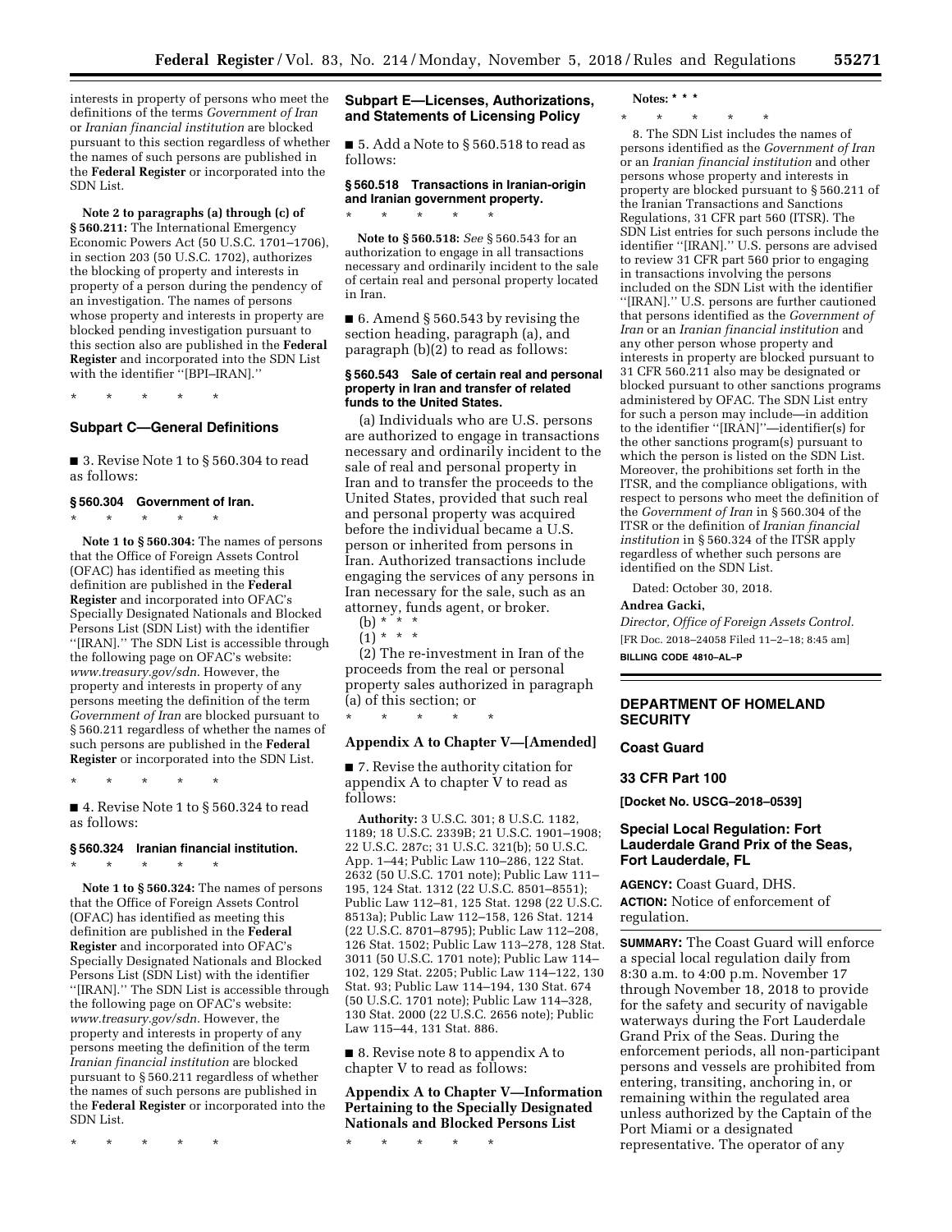interests in property of persons who meet the definitions of the terms *Government of Iran* or *Iranian financial institution* are blocked pursuant to this section regardless of whether the names of such persons are published in the **Federal Register** or incorporated into the SDN List.

**Note 2 to paragraphs (a) through (c) of § 560.211:** The International Emergency Economic Powers Act (50 U.S.C. 1701–1706), in section 203 (50 U.S.C. 1702), authorizes the blocking of property and interests in property of a person during the pendency of an investigation. The names of persons whose property and interests in property are blocked pending investigation pursuant to this section also are published in the **Federal Register** and incorporated into the SDN List with the identifier ''[BPI–IRAN].''

\* \* \* \* \*

## Subpart C—General Definitions

■ 3. Revise Note 1 to § 560.304 to read as follows:

### § 560.304 Government of Iran.

\* \* \* \* \*

**Note 1 to § 560.304:** The names of persons that the Office of Foreign Assets Control (OFAC) has identified as meeting this definition are published in the **Federal Register** and incorporated into OFAC's Specially Designated Nationals and Blocked Persons List (SDN List) with the identifier ''[IRAN].'' The SDN List is accessible through the following page on OFAC's website: *www.treasury.gov/sdn*. However, the property and interests in property of any persons meeting the definition of the term *Government of Iran* are blocked pursuant to § 560.211 regardless of whether the names of such persons are published in the **Federal Register** or incorporated into the SDN List.

\* \* \* \* \*

■ 4. Revise Note 1 to § 560.324 to read as follows:

### § 560.324 Iranian financial institution.

\* \* \* \* \*

**Note 1 to § 560.324:** The names of persons that the Office of Foreign Assets Control (OFAC) has identified as meeting this definition are published in the **Federal Register** and incorporated into OFAC's Specially Designated Nationals and Blocked Persons List (SDN List) with the identifier ''[IRAN].'' The SDN List is accessible through the following page on OFAC's website: *www.treasury.gov/sdn*. However, the property and interests in property of any persons meeting the definition of the term *Iranian financial institution* are blocked pursuant to § 560.211 regardless of whether the names of such persons are published in the **Federal Register** or incorporated into the SDN List.

\* \* \* \* \*

## Subpart E—Licenses, Authorizations, and Statements of Licensing Policy

■ 5. Add a Note to § 560.518 to read as follows:

### § 560.518 Transactions in Iranian-origin and Iranian government property.

\* \* \* \* \*

**Note to § 560.518:** *See* § 560.543 for an authorization to engage in all transactions necessary and ordinarily incident to the sale of certain real and personal property located in Iran.

■ 6. Amend § 560.543 by revising the section heading, paragraph (a), and paragraph (b)(2) to read as follows:

### § 560.543 Sale of certain real and personal property in Iran and transfer of related funds to the United States.

(a) Individuals who are U.S. persons are authorized to engage in transactions necessary and ordinarily incident to the sale of real and personal property in Iran and to transfer the proceeds to the United States, provided that such real and personal property was acquired before the individual became a U.S. person or inherited from persons in Iran. Authorized transactions include engaging the services of any persons in Iran necessary for the sale, such as an attorney, funds agent, or broker.

(b) \* \* \*

(1) \* \* \*

(2) The re-investment in Iran of the proceeds from the real or personal property sales authorized in paragraph (a) of this section; or

\* \* \* \* \*

## Appendix A to Chapter V—[Amended]

■ 7. Revise the authority citation for appendix A to chapter V to read as follows:

**Authority:** 3 U.S.C. 301; 8 U.S.C. 1182, 1189; 18 U.S.C. 2339B; 21 U.S.C. 1901–1908; 22 U.S.C. 287c; 31 U.S.C. 321(b); 50 U.S.C. App. 1–44; Public Law 110–286, 122 Stat. 2632 (50 U.S.C. 1701 note); Public Law 111–195, 124 Stat. 1312 (22 U.S.C. 8501–8551); Public Law 112–81, 125 Stat. 1298 (22 U.S.C. 8513a); Public Law 112–158, 126 Stat. 1214 (22 U.S.C. 8701–8795); Public Law 112–208, 126 Stat. 1502; Public Law 113–278, 128 Stat. 3011 (50 U.S.C. 1701 note); Public Law 114–102, 129 Stat. 2205; Public Law 114–122, 130 Stat. 93; Public Law 114–194, 130 Stat. 674 (50 U.S.C. 1701 note); Public Law 114–328, 130 Stat. 2000 (22 U.S.C. 2656 note); Public Law 115–44, 131 Stat. 886.

■ 8. Revise note 8 to appendix A to chapter V to read as follows:

## Appendix A to Chapter V—Information Pertaining to the Specially Designated Nationals and Blocked Persons List

\* \* \* \* \*

**Notes:** \* \* \*

\* \* \* \* \*

8. The SDN List includes the names of persons identified as the *Government of Iran* or an *Iranian financial institution* and other persons whose property and interests in property are blocked pursuant to § 560.211 of the Iranian Transactions and Sanctions Regulations, 31 CFR part 560 (ITSR). The SDN List entries for such persons include the identifier ''[IRAN].'' U.S. persons are advised to review 31 CFR part 560 prior to engaging in transactions involving the persons included on the SDN List with the identifier ''[IRAN].'' U.S. persons are further cautioned that persons identified as the *Government of Iran* or an *Iranian financial institution* and any other person whose property and interests in property are blocked pursuant to 31 CFR 560.211 also may be designated or blocked pursuant to other sanctions programs administered by OFAC. The SDN List entry for such a person may include—in addition to the identifier ''[IRAN]''—identifier(s) for the other sanctions program(s) pursuant to which the person is listed on the SDN List. Moreover, the prohibitions set forth in the ITSR, and the compliance obligations, with respect to persons who meet the definition of the *Government of Iran* in § 560.304 of the ITSR or the definition of *Iranian financial institution* in § 560.324 of the ITSR apply regardless of whether such persons are identified on the SDN List.

Dated: October 30, 2018.

**Andrea Gacki,**

*Director, Office of Foreign Assets Control.*

[FR Doc. 2018–24058 Filed 11–2–18; 8:45 am]

**BILLING CODE 4810–AL–P**

---

# DEPARTMENT OF HOMELAND SECURITY

## Coast Guard

## 33 CFR Part 100

**[Docket No. USCG–2018–0539]**

## Special Local Regulation: Fort Lauderdale Grand Prix of the Seas, Fort Lauderdale, FL

**AGENCY:** Coast Guard, DHS.

**ACTION:** Notice of enforcement of regulation.

**SUMMARY:** The Coast Guard will enforce a special local regulation daily from 8:30 a.m. to 4:00 p.m. November 17 through November 18, 2018 to provide for the safety and security of navigable waterways during the Fort Lauderdale Grand Prix of the Seas. During the enforcement periods, all non-participant persons and vessels are prohibited from entering, transiting, anchoring in, or remaining within the regulated area unless authorized by the Captain of the Port Miami or a designated representative. The operator of any